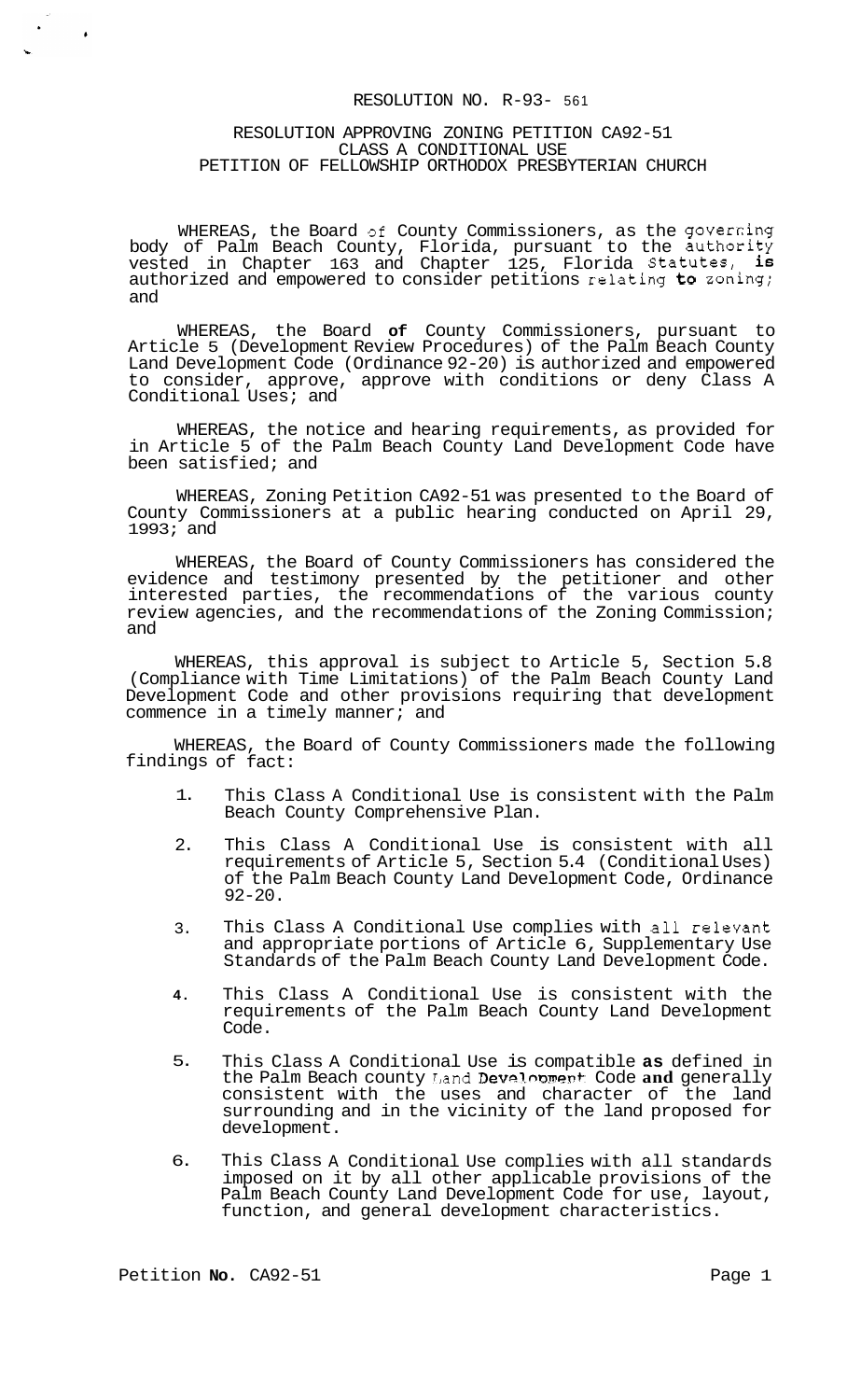RESOLUTION NO. R-93- 561

RESOLUTION APPROVING ZONING PETITION CA92-51
CLASS A CONDITIONAL USE
PETITION OF FELLOWSHIP ORTHODOX PRESBYTERIAN CHURCH

WHEREAS, the Board of County Commissioners, as the governing body of Palm Beach County, Florida, pursuant to the authority vested in Chapter 163 and Chapter 125, Florida Statutes, is authorized and empowered to consider petitions relating to zoning; and

WHEREAS, the Board of County Commissioners, pursuant to Article 5 (Development Review Procedures) of the Palm Beach County Land Development Code (Ordinance 92-20) is authorized and empowered to consider, approve, approve with conditions or deny Class A Conditional Uses; and

WHEREAS, the notice and hearing requirements, as provided for in Article 5 of the Palm Beach County Land Development Code have been satisfied; and

WHEREAS, Zoning Petition CA92-51 was presented to the Board of County Commissioners at a public hearing conducted on April 29, 1993; and

WHEREAS, the Board of County Commissioners has considered the evidence and testimony presented by the petitioner and other interested parties, the recommendations of the various county review agencies, and the recommendations of the Zoning Commission; and

WHEREAS, this approval is subject to Article 5, Section 5.8 (Compliance with Time Limitations) of the Palm Beach County Land Development Code and other provisions requiring that development commence in a timely manner; and

WHEREAS, the Board of County Commissioners made the following findings of fact:

1. This Class A Conditional Use is consistent with the Palm Beach County Comprehensive Plan.
2. This Class A Conditional Use is consistent with all requirements of Article 5, Section 5.4 (Conditional Uses) of the Palm Beach County Land Development Code, Ordinance 92-20.
3. This Class A Conditional Use complies with all relevant and appropriate portions of Article 6, Supplementary Use Standards of the Palm Beach County Land Development Code.
4. This Class A Conditional Use is consistent with the requirements of the Palm Beach County Land Development Code.
5. This Class A Conditional Use is compatible as defined in the Palm Beach county Land Development Code and generally consistent with the uses and character of the land surrounding and in the vicinity of the land proposed for development.
6. This Class A Conditional Use complies with all standards imposed on it by all other applicable provisions of the Palm Beach County Land Development Code for use, layout, function, and general development characteristics.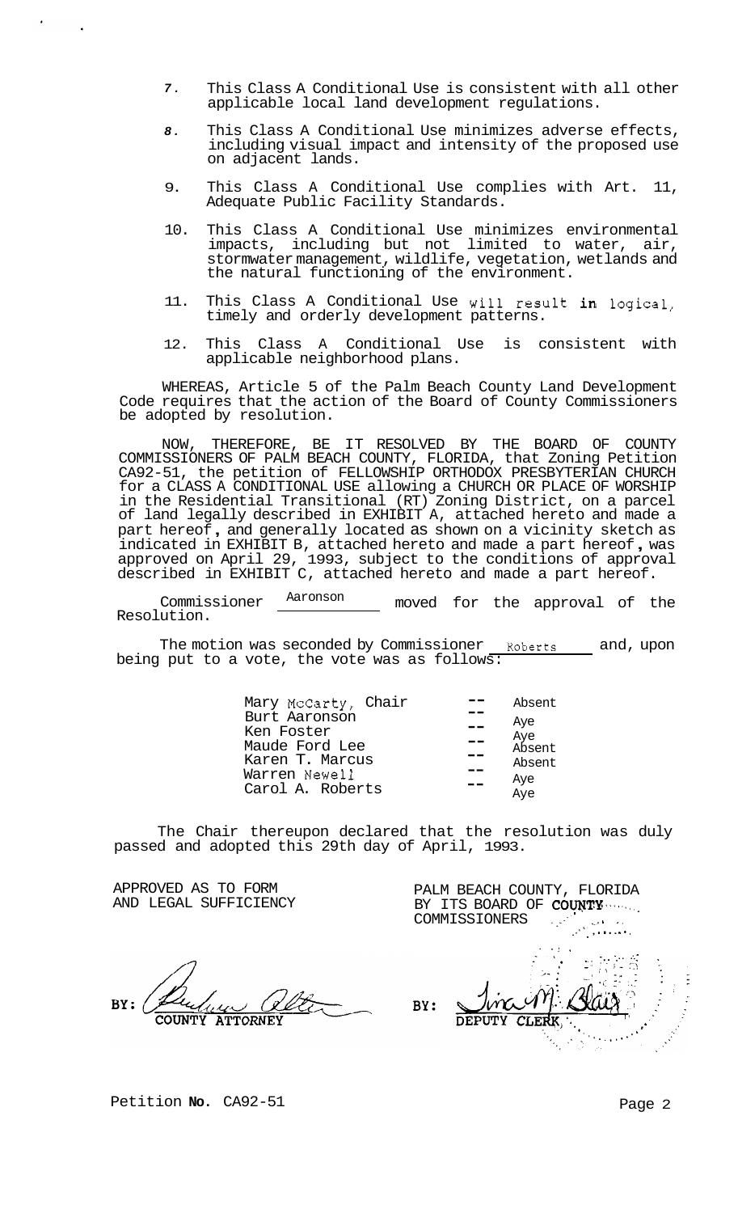7. This Class A Conditional Use is consistent with all other applicable local land development regulations.

8. This Class A Conditional Use minimizes adverse effects, including visual impact and intensity of the proposed use on adjacent lands.

9. This Class A Conditional Use complies with Art. 11, Adequate Public Facility Standards.

10. This Class A Conditional Use minimizes environmental impacts, including but not limited to water, air, stormwater management, wildlife, vegetation, wetlands and the natural functioning of the environment.

11. This Class A Conditional Use will result in logical, timely and orderly development patterns.

12. This Class A Conditional Use is consistent with applicable neighborhood plans.

WHEREAS, Article 5 of the Palm Beach County Land Development Code requires that the action of the Board of County Commissioners be adopted by resolution.

NOW, THEREFORE, BE IT RESOLVED BY THE BOARD OF COUNTY COMMISSIONERS OF PALM BEACH COUNTY, FLORIDA, that Zoning Petition CA92-51, the petition of FELLOWSHIP ORTHODOX PRESBYTERIAN CHURCH for a CLASS A CONDITIONAL USE allowing a CHURCH OR PLACE OF WORSHIP in the Residential Transitional (RT) Zoning District, on a parcel of land legally described in EXHIBIT A, attached hereto and made a part hereof, and generally located as shown on a vicinity sketch as indicated in EXHIBIT B, attached hereto and made a part hereof, was approved on April 29, 1993, subject to the conditions of approval described in EXHIBIT C, attached hereto and made a part hereof.

Commissioner Aaronson moved for the approval of the Resolution.

The motion was seconded by Commissioner Roberts and, upon being put to a vote, the vote was as follows:

| | | |
|---|---|---|
| Mary McCarty, Chair | -- | Absent |
| Burt Aaronson | -- | Aye |
| Ken Foster | -- | Aye |
| Maude Ford Lee | -- | Absent |
| Karen T. Marcus | -- | Absent |
| Warren Newell | -- | Aye |
| Carol A. Roberts | -- | Aye |

The Chair thereupon declared that the resolution was duly passed and adopted this 29th day of April, 1993.

APPROVED AS TO FORM AND LEGAL SUFFICIENCY

BY: COUNTY ATTORNEY

PALM BEACH COUNTY, FLORIDA BY ITS BOARD OF COUNTY COMMISSIONERS

BY: DEPUTY CLERK

Petition No. CA92-51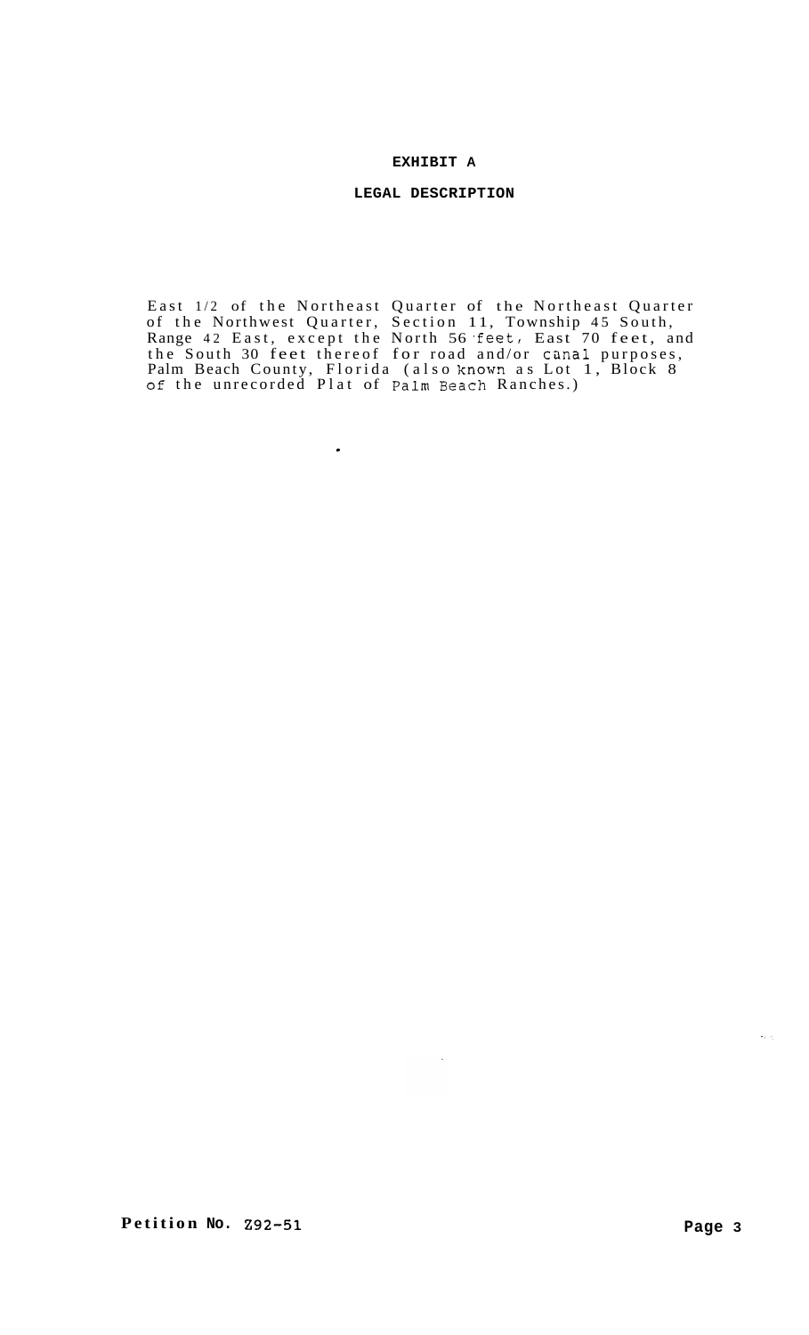# EXHIBIT A

## LEGAL DESCRIPTION

East 1/2 of the Northeast Quarter of the Northeast Quarter of the Northwest Quarter, Section 11, Township 45 South, Range 42 East, except the North 56 feet, East 70 feet, and the South 30 feet thereof for road and/or canal purposes, Palm Beach County, Florida (also known as Lot 1, Block 8 of the unrecorded Plat of Palm Beach Ranches.)

Petition No. Z92-51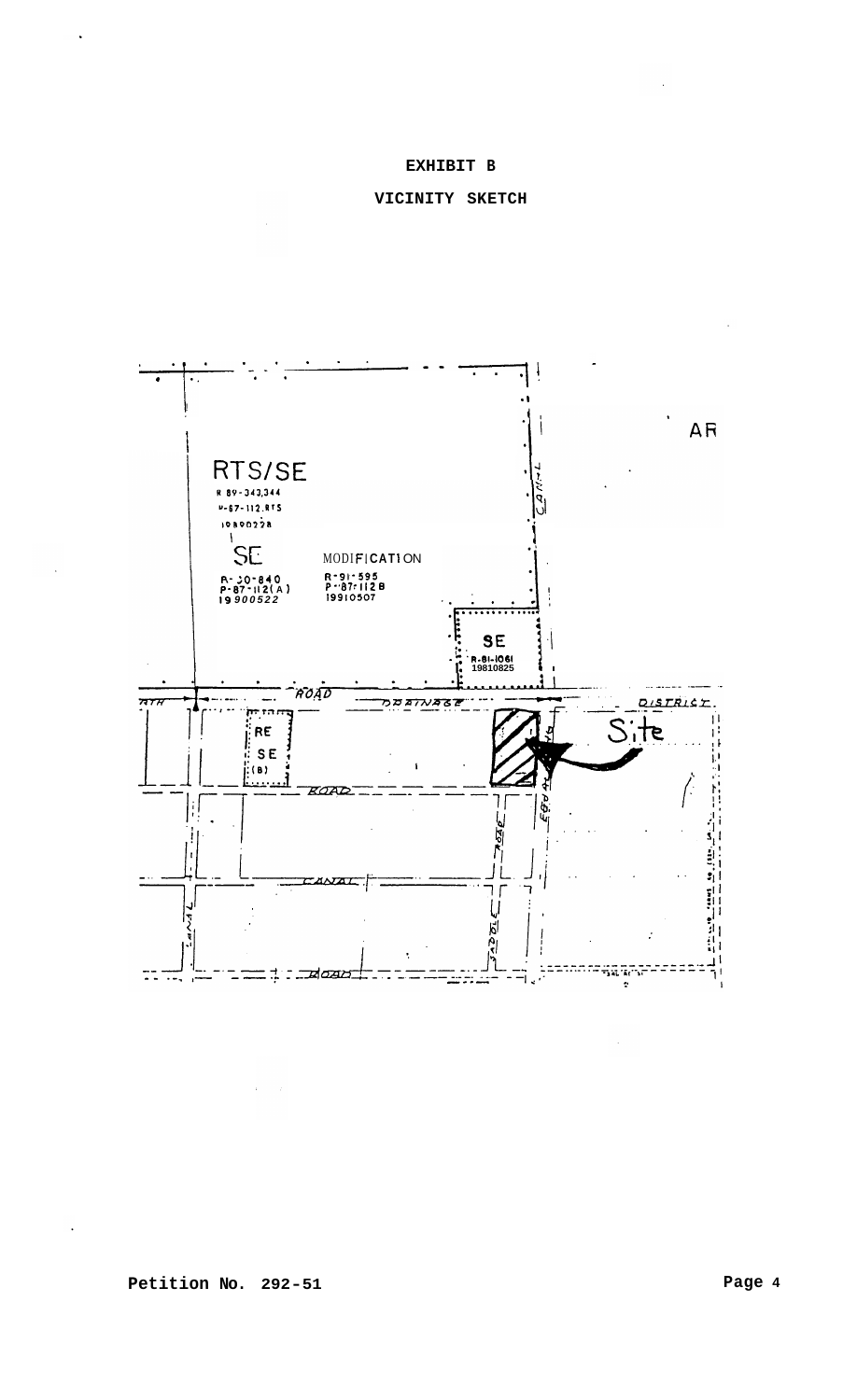# EXHIBIT B

## VICINITY SKETCH

AR

RTS/SE
R 89-343,344
P-87-112.RTS
19890228

SE
R-90-840
P-87-112(A)
19900522

MODIFICATION
R-91-595
P-87-112B
19910507

SE
R-81-1061
19810825

RE
SE
(B)

Site

ROAD

DRAINAGE

DISTRICT

ROAD

CANAL

ROAD

CANAL

Petition No. 292-51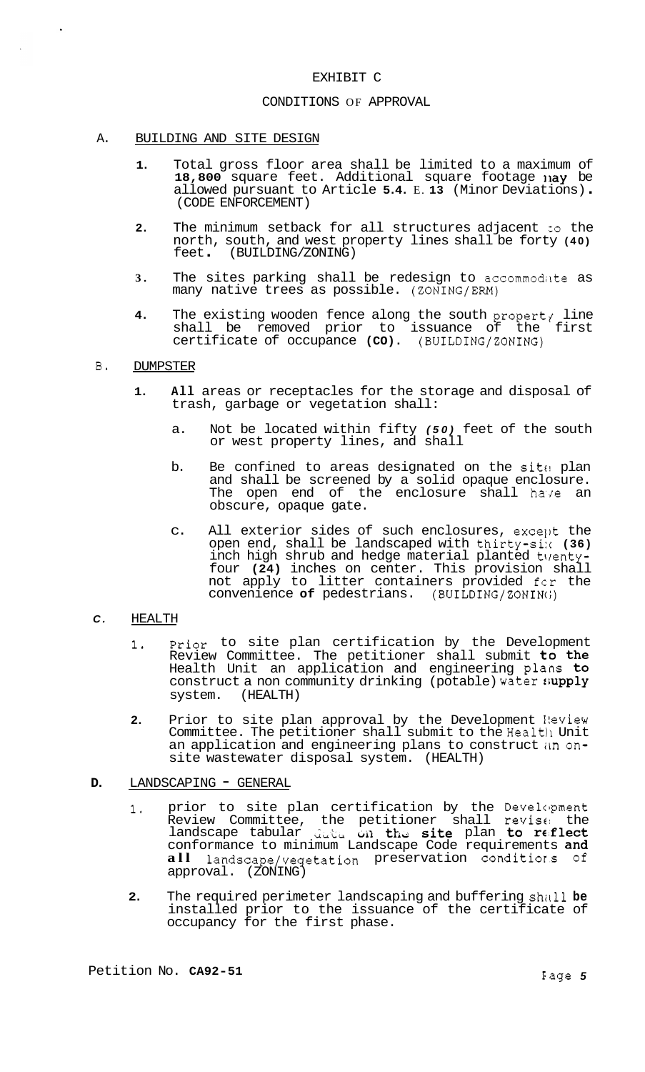# EXHIBIT C

## CONDITIONS OF APPROVAL

A. BUILDING AND SITE DESIGN

1. Total gross floor area shall be limited to a maximum of **18,800** square feet. Additional square footage **may** be allowed pursuant to Article **5.4.** E. **13** (Minor Deviations). (CODE ENFORCEMENT)

2. The minimum setback for all structures adjacent to the north, south, and west property lines shall be forty **(40)** feet. (BUILDING/ZONING)

3. The sites parking shall be redesign to accommodate as many native trees as possible. (ZONING/ERM)

4. The existing wooden fence along the south property line shall be removed prior to issuance of the first certificate of occupance **(CO)**. (BUILDING/ZONING)

B. DUMPSTER

1. **All** areas or receptacles for the storage and disposal of trash, garbage or vegetation shall:

   a. Not be located within fifty ***(50)*** feet of the south or west property lines, and shall

   b. Be confined to areas designated on the site plan and shall be screened by a solid opaque enclosure. The open end of the enclosure shall have an obscure, opaque gate.

   c. All exterior sides of such enclosures, except the open end, shall be landscaped with thirty-six **(36)** inch high shrub and hedge material planted twenty-four **(24)** inches on center. This provision shall not apply to litter containers provided for the convenience **of** pedestrians. (BUILDING/ZONING)

*C*. HEALTH

1. Prior to site plan certification by the Development Review Committee. The petitioner shall submit **to the** Health Unit an application and engineering plans **to** construct a non community drinking (potable) water **supply** system. (HEALTH)

2. Prior to site plan approval by the Development Review Committee. The petitioner shall submit to the Health Unit an application and engineering plans to construct an on-site wastewater disposal system. (HEALTH)

**D.** LANDSCAPING - GENERAL

1. prior to site plan certification by the Development Review Committee, the petitioner shall revise the landscape tabular data on the **site** plan **to reflect** conformance to minimum Landscape Code requirements **and all** landscape/vegetation preservation conditions of approval. (ZONING)

2. The required perimeter landscaping and buffering shall **be** installed prior to the issuance of the certificate of occupancy for the first phase.

Petition No. **CA92-51**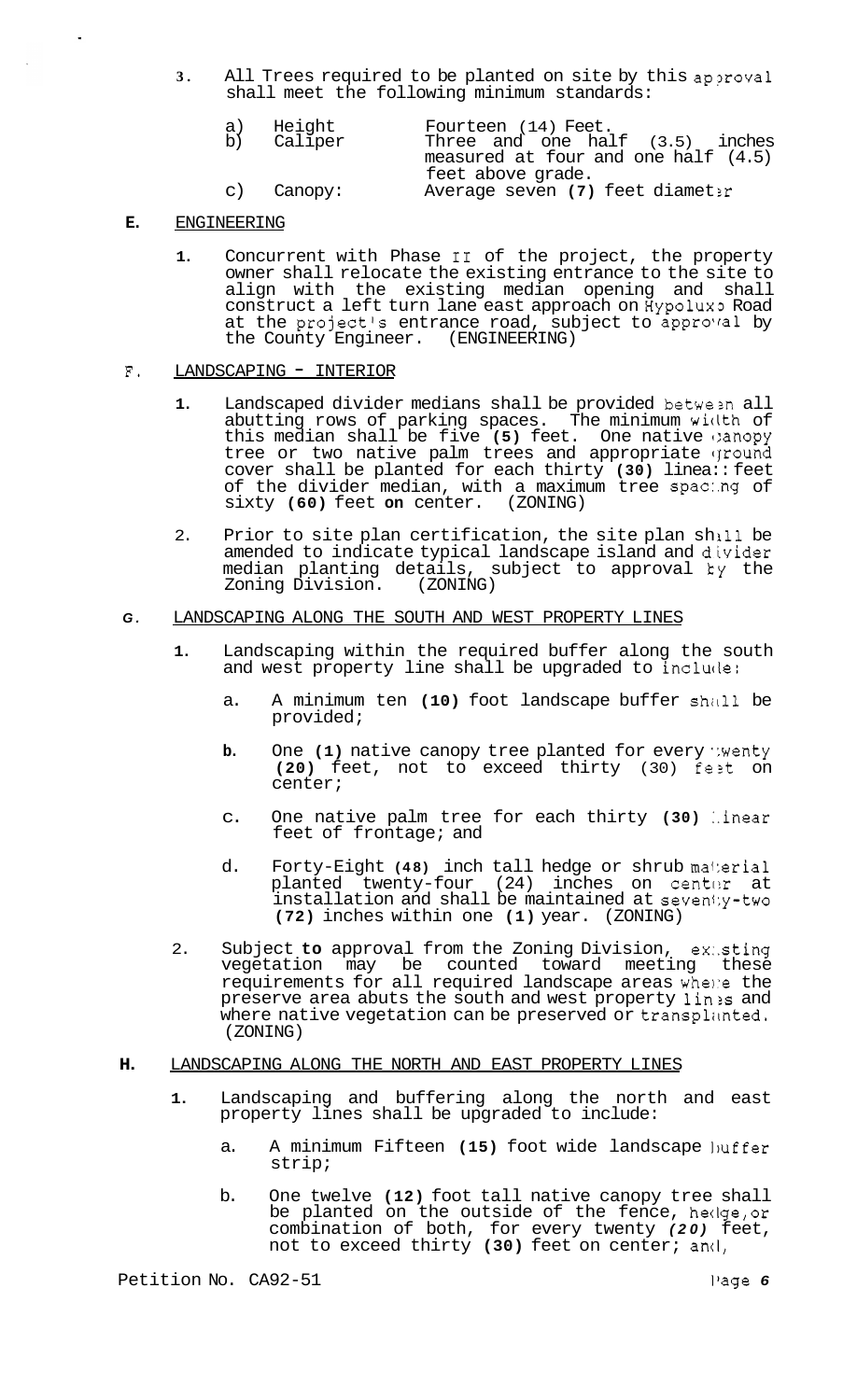3. All Trees required to be planted on site by this approval shall meet the following minimum standards:

   a) Height — Fourteen (14) Feet.
   b) Caliper — Three and one half (3.5) inches measured at four and one half (4.5) feet above grade.
   c) Canopy: — Average seven (7) feet diameter

**E.** ENGINEERING

1. Concurrent with Phase II of the project, the property owner shall relocate the existing entrance to the site to align with the existing median opening and shall construct a left turn lane east approach on Hypoluxo Road at the project's entrance road, subject to approval by the County Engineer. (ENGINEERING)

F. LANDSCAPING - INTERIOR

1. Landscaped divider medians shall be provided between all abutting rows of parking spaces. The minimum width of this median shall be five **(5)** feet. One native canopy tree or two native palm trees and appropriate ground cover shall be planted for each thirty **(30)** linear feet of the divider median, with a maximum tree spacing of sixty **(60)** feet **on** center. (ZONING)

2. Prior to site plan certification, the site plan shall be amended to indicate typical landscape island and divider median planting details, subject to approval by the Zoning Division. (ZONING)

*G*. LANDSCAPING ALONG THE SOUTH AND WEST PROPERTY LINES

1. Landscaping within the required buffer along the south and west property line shall be upgraded to include:

   a. A minimum ten **(10)** foot landscape buffer shall be provided;

   **b.** One **(1)** native canopy tree planted for every twenty **(20)** feet, not to exceed thirty (30) feet on center;

   c. One native palm tree for each thirty **(30)** linear feet of frontage; and

   d. Forty-Eight **(48)** inch tall hedge or shrub material planted twenty-four (24) inches on center at installation and shall be maintained at seventy-two **(72)** inches within one **(1)** year. (ZONING)

2. Subject **to** approval from the Zoning Division, existing vegetation may be counted toward meeting these requirements for all required landscape areas where the preserve area abuts the south and west property lines and where native vegetation can be preserved or transplanted. (ZONING)

**H.** LANDSCAPING ALONG THE NORTH AND EAST PROPERTY LINES

1. Landscaping and buffering along the north and east property lines shall be upgraded to include:

   a. A minimum Fifteen **(15)** foot wide landscape buffer strip;

   b. One twelve **(12)** foot tall native canopy tree shall be planted on the outside of the fence, hedge, or combination of both, for every twenty *(20)* feet, not to exceed thirty **(30)** feet on center; and,

Petition No. CA92-51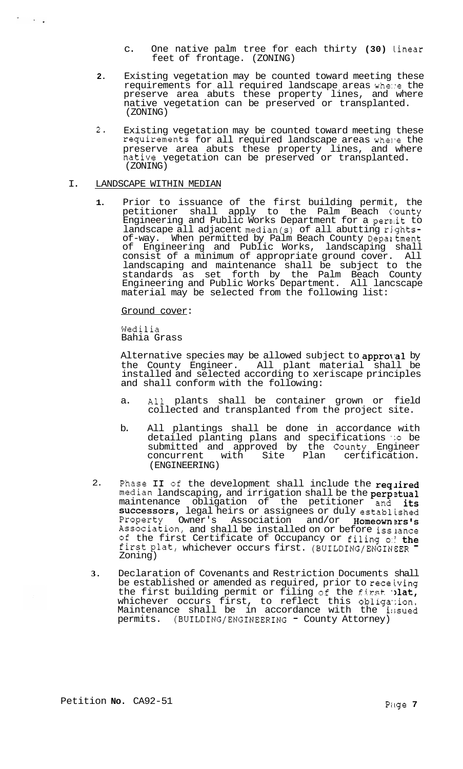c. One native palm tree for each thirty **(30)** linear feet of frontage. (ZONING)

**2.** Existing vegetation may be counted toward meeting these requirements for all required landscape areas where the preserve area abuts these property lines, and where native vegetation can be preserved or transplanted. (ZONING)

2. Existing vegetation may be counted toward meeting these requirements for all required landscape areas where the preserve area abuts these property lines, and where native vegetation can be preserved or transplanted. (ZONING)

I. LANDSCAPE WITHIN MEDIAN

**1.** Prior to issuance of the first building permit, the petitioner shall apply to the Palm Beach County Engineering and Public Works Department for a permit to landscape all adjacent median(s) of all abutting rights-of-way. When permitted by Palm Beach County Department of Engineering and Public Works, landscaping shall consist of a minimum of appropriate ground cover. All landscaping and maintenance shall be subject to the standards as set forth by the Palm Beach County Engineering and Public Works Department. All lancscape material may be selected from the following list:

Ground cover:

Wedilia
Bahia Grass

Alternative species may be allowed subject to **approval** by the County Engineer. All plant material shall be installed and selected according to xeriscape principles and shall conform with the following:

a. All plants shall be container grown or field collected and transplanted from the project site.

b. All plantings shall be done in accordance with detailed planting plans and specifications to be submitted and approved by the County Engineer concurrent with Site Plan certification. (ENGINEERING)

2. Phase **II** of the development shall include the **required** median landscaping, and irrigation shall be the **perpetual** maintenance obligation of the petitioner and **its successors,** legal heirs or assignees or duly established Property Owner's Association and/or **Homeowners's** Association, and shall be installed on or before issuance of the first Certificate of Occupancy or filing of **the** first plat, whichever occurs first. (BUILDING/ENGINEER - Zoning)

**3.** Declaration of Covenants and Restriction Documents shall be established or amended as required, prior to receiving the first building permit or filing of the first **plat,** whichever occurs first, to reflect this obligation. Maintenance shall be in accordance with the issued permits. (BUILDING/ENGINEERING - County Attorney)

Petition **No.** CA92-51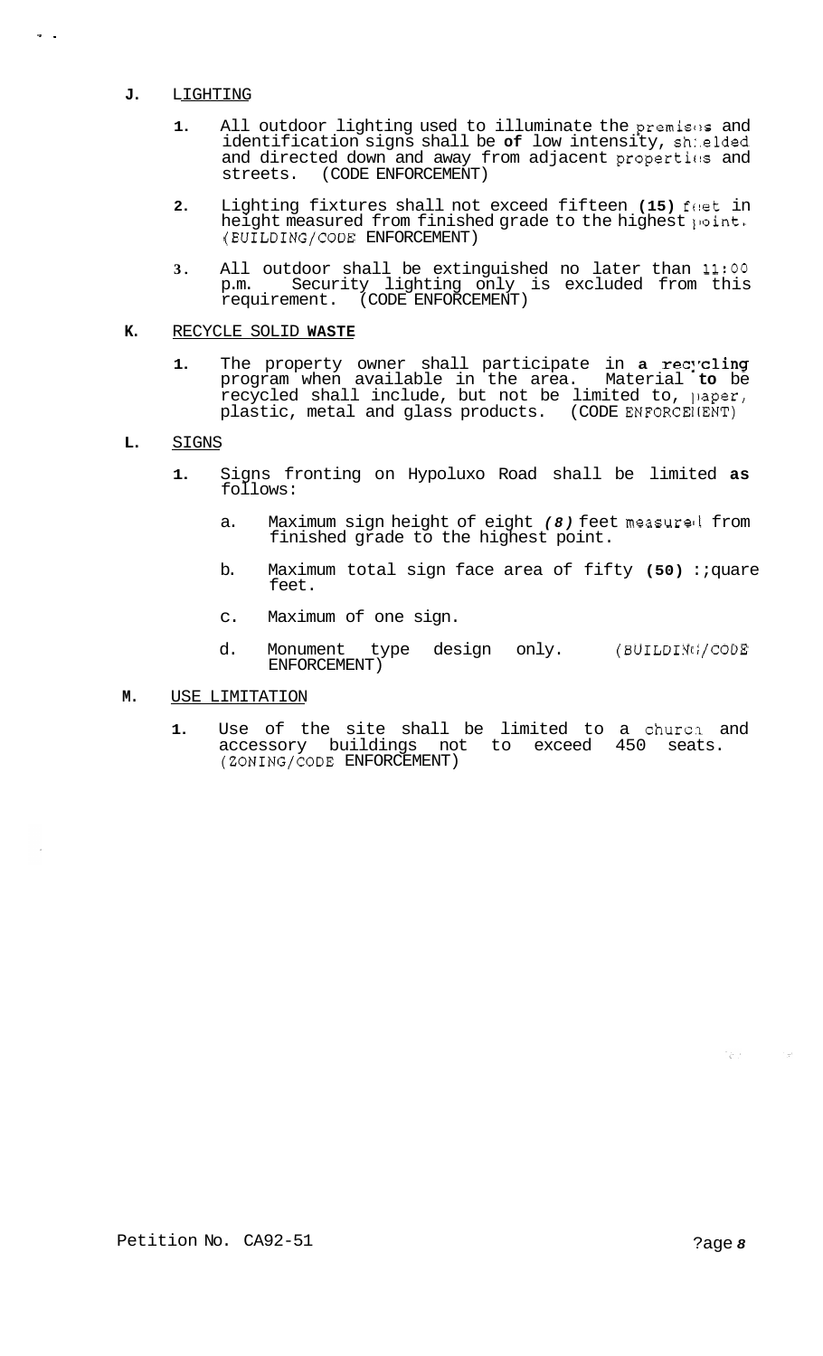**J.** LIGHTING

1. All outdoor lighting used to illuminate the premises and identification signs shall be of low intensity, shielded and directed down and away from adjacent properties and streets. (CODE ENFORCEMENT)

2. Lighting fixtures shall not exceed fifteen (15) feet in height measured from finished grade to the highest point. (BUILDING/CODE ENFORCEMENT)

3. All outdoor shall be extinguished no later than 11:00 p.m. Security lighting only is excluded from this requirement. (CODE ENFORCEMENT)

**K.** RECYCLE SOLID WASTE

1. The property owner shall participate in a recycling program when available in the area. Material to be recycled shall include, but not be limited to, paper, plastic, metal and glass products. (CODE ENFORCEMENT)

**L.** SIGNS

1. Signs fronting on Hypoluxo Road shall be limited as follows:

   a. Maximum sign height of eight *(8)* feet measured from finished grade to the highest point.

   b. Maximum total sign face area of fifty (50) square feet.

   c. Maximum of one sign.

   d. Monument type design only. (BUILDING/CODE ENFORCEMENT)

**M.** USE LIMITATION

1. Use of the site shall be limited to a church and accessory buildings not to exceed 450 seats. (ZONING/CODE ENFORCEMENT)

Petition No. CA92-51